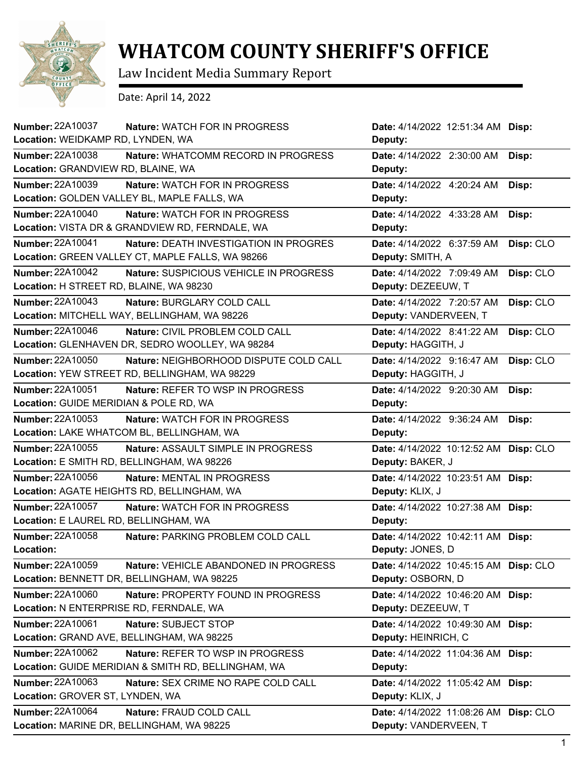# WHATCOM COUNTY SHERIFF'S OFFICE

Law Incident Media Summary Report

Date: April 14, 2022

| Number | Nature | Location | Date | Deputy | Disp |
|---|---|---|---|---|---|
| 22A10037 | WATCH FOR IN PROGRESS | WEIDKAMP RD, LYNDEN, WA | 4/14/2022 12:51:34 AM | | |
| 22A10038 | WHATCOMM RECORD IN PROGRESS | GRANDVIEW RD, BLAINE, WA | 4/14/2022 2:30:00 AM | | |
| 22A10039 | WATCH FOR IN PROGRESS | GOLDEN VALLEY BL, MAPLE FALLS, WA | 4/14/2022 4:20:24 AM | | |
| 22A10040 | WATCH FOR IN PROGRESS | VISTA DR & GRANDVIEW RD, FERNDALE, WA | 4/14/2022 4:33:28 AM | | |
| 22A10041 | DEATH INVESTIGATION IN PROGRES | GREEN VALLEY CT, MAPLE FALLS, WA 98266 | 4/14/2022 6:37:59 AM | SMITH, A | CLO |
| 22A10042 | SUSPICIOUS VEHICLE IN PROGRESS | H STREET RD, BLAINE, WA 98230 | 4/14/2022 7:09:49 AM | DEZEEUW, T | CLO |
| 22A10043 | BURGLARY COLD CALL | MITCHELL WAY, BELLINGHAM, WA 98226 | 4/14/2022 7:20:57 AM | VANDERVEEN, T | CLO |
| 22A10046 | CIVIL PROBLEM COLD CALL | GLENHAVEN DR, SEDRO WOOLLEY, WA 98284 | 4/14/2022 8:41:22 AM | HAGGITH, J | CLO |
| 22A10050 | NEIGHBORHOOD DISPUTE COLD CALL | YEW STREET RD, BELLINGHAM, WA 98229 | 4/14/2022 9:16:47 AM | HAGGITH, J | CLO |
| 22A10051 | REFER TO WSP IN PROGRESS | GUIDE MERIDIAN & POLE RD, WA | 4/14/2022 9:20:30 AM | | |
| 22A10053 | WATCH FOR IN PROGRESS | LAKE WHATCOM BL, BELLINGHAM, WA | 4/14/2022 9:36:24 AM | | |
| 22A10055 | ASSAULT SIMPLE IN PROGRESS | E SMITH RD, BELLINGHAM, WA 98226 | 4/14/2022 10:12:52 AM | BAKER, J | CLO |
| 22A10056 | MENTAL IN PROGRESS | AGATE HEIGHTS RD, BELLINGHAM, WA | 4/14/2022 10:23:51 AM | KLIX, J | |
| 22A10057 | WATCH FOR IN PROGRESS | E LAUREL RD, BELLINGHAM, WA | 4/14/2022 10:27:38 AM | | |
| 22A10058 | PARKING PROBLEM COLD CALL | | 4/14/2022 10:42:11 AM | JONES, D | |
| 22A10059 | VEHICLE ABANDONED IN PROGRESS | BENNETT DR, BELLINGHAM, WA 98225 | 4/14/2022 10:45:15 AM | OSBORN, D | CLO |
| 22A10060 | PROPERTY FOUND IN PROGRESS | N ENTERPRISE RD, FERNDALE, WA | 4/14/2022 10:46:20 AM | DEZEEUW, T | |
| 22A10061 | SUBJECT STOP | GRAND AVE, BELLINGHAM, WA 98225 | 4/14/2022 10:49:30 AM | HEINRICH, C | |
| 22A10062 | REFER TO WSP IN PROGRESS | GUIDE MERIDIAN & SMITH RD, BELLINGHAM, WA | 4/14/2022 11:04:36 AM | | |
| 22A10063 | SEX CRIME NO RAPE COLD CALL | GROVER ST, LYNDEN, WA | 4/14/2022 11:05:42 AM | KLIX, J | |
| 22A10064 | FRAUD COLD CALL | MARINE DR, BELLINGHAM, WA 98225 | 4/14/2022 11:08:26 AM | VANDERVEEN, T | CLO |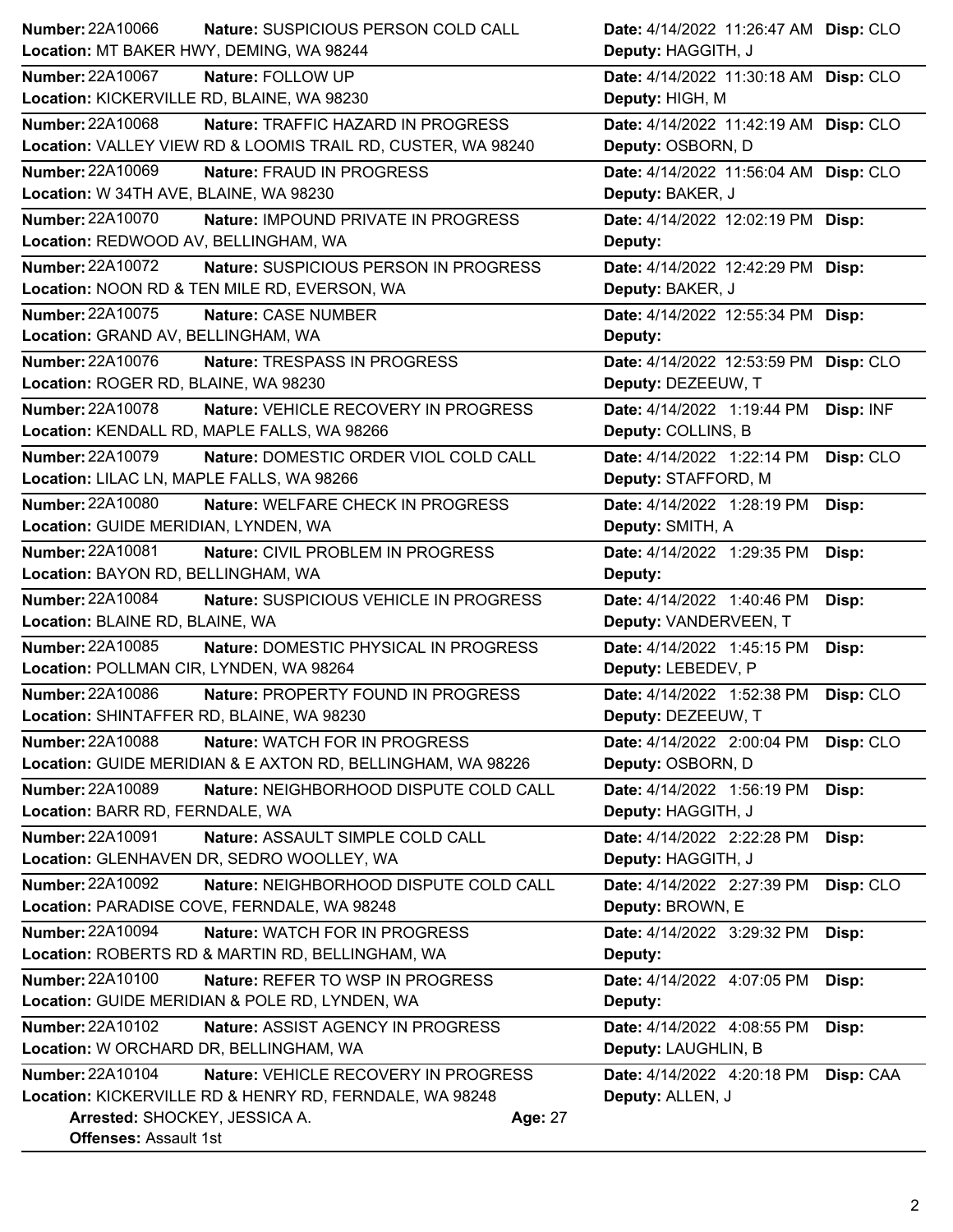**Number:** 22A10066 **Nature:** SUSPICIOUS PERSON COLD CALL **Date:** 4/14/2022 11:26:47 AM **Disp:** CLO
**Location:** MT BAKER HWY, DEMING, WA 98244 **Deputy:** HAGGITH, J

---

**Number:** 22A10067 **Nature:** FOLLOW UP **Date:** 4/14/2022 11:30:18 AM **Disp:** CLO
**Location:** KICKERVILLE RD, BLAINE, WA 98230 **Deputy:** HIGH, M

---

**Number:** 22A10068 **Nature:** TRAFFIC HAZARD IN PROGRESS **Date:** 4/14/2022 11:42:19 AM **Disp:** CLO
**Location:** VALLEY VIEW RD & LOOMIS TRAIL RD, CUSTER, WA 98240 **Deputy:** OSBORN, D

---

**Number:** 22A10069 **Nature:** FRAUD IN PROGRESS **Date:** 4/14/2022 11:56:04 AM **Disp:** CLO
**Location:** W 34TH AVE, BLAINE, WA 98230 **Deputy:** BAKER, J

---

**Number:** 22A10070 **Nature:** IMPOUND PRIVATE IN PROGRESS **Date:** 4/14/2022 12:02:19 PM **Disp:**
**Location:** REDWOOD AV, BELLINGHAM, WA **Deputy:**

---

**Number:** 22A10072 **Nature:** SUSPICIOUS PERSON IN PROGRESS **Date:** 4/14/2022 12:42:29 PM **Disp:**
**Location:** NOON RD & TEN MILE RD, EVERSON, WA **Deputy:** BAKER, J

---

**Number:** 22A10075 **Nature:** CASE NUMBER **Date:** 4/14/2022 12:55:34 PM **Disp:**
**Location:** GRAND AV, BELLINGHAM, WA **Deputy:**

---

**Number:** 22A10076 **Nature:** TRESPASS IN PROGRESS **Date:** 4/14/2022 12:53:59 PM **Disp:** CLO
**Location:** ROGER RD, BLAINE, WA 98230 **Deputy:** DEZEEUW, T

---

**Number:** 22A10078 **Nature:** VEHICLE RECOVERY IN PROGRESS **Date:** 4/14/2022 1:19:44 PM **Disp:** INF
**Location:** KENDALL RD, MAPLE FALLS, WA 98266 **Deputy:** COLLINS, B

---

**Number:** 22A10079 **Nature:** DOMESTIC ORDER VIOL COLD CALL **Date:** 4/14/2022 1:22:14 PM **Disp:** CLO
**Location:** LILAC LN, MAPLE FALLS, WA 98266 **Deputy:** STAFFORD, M

---

**Number:** 22A10080 **Nature:** WELFARE CHECK IN PROGRESS **Date:** 4/14/2022 1:28:19 PM **Disp:**
**Location:** GUIDE MERIDIAN, LYNDEN, WA **Deputy:** SMITH, A

---

**Number:** 22A10081 **Nature:** CIVIL PROBLEM IN PROGRESS **Date:** 4/14/2022 1:29:35 PM **Disp:**
**Location:** BAYON RD, BELLINGHAM, WA **Deputy:**

---

**Number:** 22A10084 **Nature:** SUSPICIOUS VEHICLE IN PROGRESS **Date:** 4/14/2022 1:40:46 PM **Disp:**
**Location:** BLAINE RD, BLAINE, WA **Deputy:** VANDERVEEN, T

---

**Number:** 22A10085 **Nature:** DOMESTIC PHYSICAL IN PROGRESS **Date:** 4/14/2022 1:45:15 PM **Disp:**
**Location:** POLLMAN CIR, LYNDEN, WA 98264 **Deputy:** LEBEDEV, P

---

**Number:** 22A10086 **Nature:** PROPERTY FOUND IN PROGRESS **Date:** 4/14/2022 1:52:38 PM **Disp:** CLO
**Location:** SHINTAFFER RD, BLAINE, WA 98230 **Deputy:** DEZEEUW, T

---

**Number:** 22A10088 **Nature:** WATCH FOR IN PROGRESS **Date:** 4/14/2022 2:00:04 PM **Disp:** CLO
**Location:** GUIDE MERIDIAN & E AXTON RD, BELLINGHAM, WA 98226 **Deputy:** OSBORN, D

---

**Number:** 22A10089 **Nature:** NEIGHBORHOOD DISPUTE COLD CALL **Date:** 4/14/2022 1:56:19 PM **Disp:**
**Location:** BARR RD, FERNDALE, WA **Deputy:** HAGGITH, J

---

**Number:** 22A10091 **Nature:** ASSAULT SIMPLE COLD CALL **Date:** 4/14/2022 2:22:28 PM **Disp:**
**Location:** GLENHAVEN DR, SEDRO WOOLLEY, WA **Deputy:** HAGGITH, J

---

**Number:** 22A10092 **Nature:** NEIGHBORHOOD DISPUTE COLD CALL **Date:** 4/14/2022 2:27:39 PM **Disp:** CLO
**Location:** PARADISE COVE, FERNDALE, WA 98248 **Deputy:** BROWN, E

---

**Number:** 22A10094 **Nature:** WATCH FOR IN PROGRESS **Date:** 4/14/2022 3:29:32 PM **Disp:**
**Location:** ROBERTS RD & MARTIN RD, BELLINGHAM, WA **Deputy:**

---

**Number:** 22A10100 **Nature:** REFER TO WSP IN PROGRESS **Date:** 4/14/2022 4:07:05 PM **Disp:**
**Location:** GUIDE MERIDIAN & POLE RD, LYNDEN, WA **Deputy:**

---

**Number:** 22A10102 **Nature:** ASSIST AGENCY IN PROGRESS **Date:** 4/14/2022 4:08:55 PM **Disp:**
**Location:** W ORCHARD DR, BELLINGHAM, WA **Deputy:** LAUGHLIN, B

---

**Number:** 22A10104 **Nature:** VEHICLE RECOVERY IN PROGRESS **Date:** 4/14/2022 4:20:18 PM **Disp:** CAA
**Location:** KICKERVILLE RD & HENRY RD, FERNDALE, WA 98248 **Deputy:** ALLEN, J
**Arrested:** SHOCKEY, JESSICA A. **Age:** 27
**Offenses:** Assault 1st

---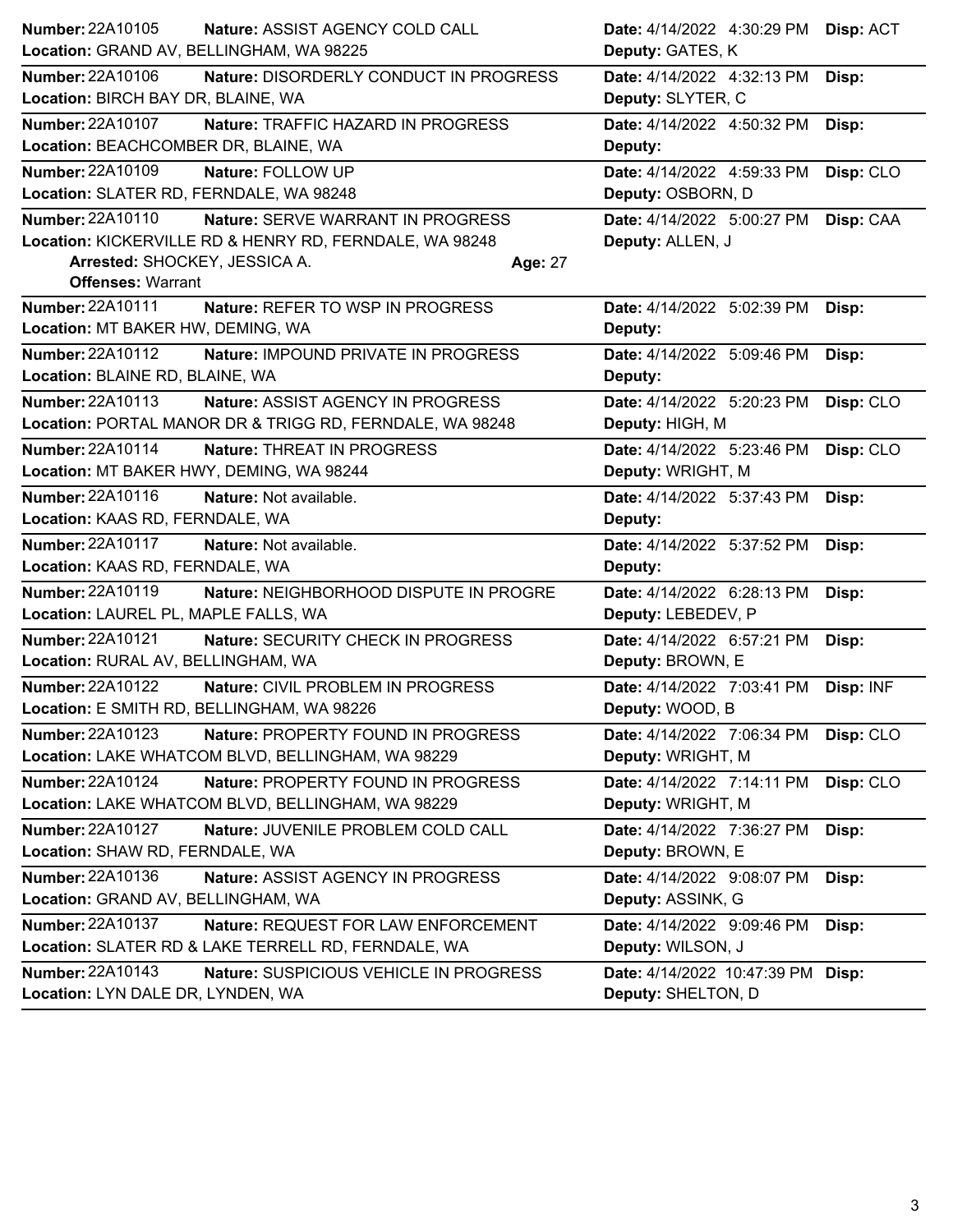**Number:** 22A10105 **Nature:** ASSIST AGENCY COLD CALL **Date:** 4/14/2022 4:30:29 PM **Disp:** ACT
**Location:** GRAND AV, BELLINGHAM, WA 98225 **Deputy:** GATES, K

---

**Number:** 22A10106 **Nature:** DISORDERLY CONDUCT IN PROGRESS **Date:** 4/14/2022 4:32:13 PM **Disp:**
**Location:** BIRCH BAY DR, BLAINE, WA **Deputy:** SLYTER, C

---

**Number:** 22A10107 **Nature:** TRAFFIC HAZARD IN PROGRESS **Date:** 4/14/2022 4:50:32 PM **Disp:**
**Location:** BEACHCOMBER DR, BLAINE, WA **Deputy:**

---

**Number:** 22A10109 **Nature:** FOLLOW UP **Date:** 4/14/2022 4:59:33 PM **Disp:** CLO
**Location:** SLATER RD, FERNDALE, WA 98248 **Deputy:** OSBORN, D

---

**Number:** 22A10110 **Nature:** SERVE WARRANT IN PROGRESS **Date:** 4/14/2022 5:00:27 PM **Disp:** CAA
**Location:** KICKERVILLE RD & HENRY RD, FERNDALE, WA 98248 **Deputy:** ALLEN, J
**Arrested:** SHOCKEY, JESSICA A. **Age:** 27
**Offenses:** Warrant

---

**Number:** 22A10111 **Nature:** REFER TO WSP IN PROGRESS **Date:** 4/14/2022 5:02:39 PM **Disp:**
**Location:** MT BAKER HW, DEMING, WA **Deputy:**

---

**Number:** 22A10112 **Nature:** IMPOUND PRIVATE IN PROGRESS **Date:** 4/14/2022 5:09:46 PM **Disp:**
**Location:** BLAINE RD, BLAINE, WA **Deputy:**

---

**Number:** 22A10113 **Nature:** ASSIST AGENCY IN PROGRESS **Date:** 4/14/2022 5:20:23 PM **Disp:** CLO
**Location:** PORTAL MANOR DR & TRIGG RD, FERNDALE, WA 98248 **Deputy:** HIGH, M

---

**Number:** 22A10114 **Nature:** THREAT IN PROGRESS **Date:** 4/14/2022 5:23:46 PM **Disp:** CLO
**Location:** MT BAKER HWY, DEMING, WA 98244 **Deputy:** WRIGHT, M

---

**Number:** 22A10116 **Nature:** Not available. **Date:** 4/14/2022 5:37:43 PM **Disp:**
**Location:** KAAS RD, FERNDALE, WA **Deputy:**

---

**Number:** 22A10117 **Nature:** Not available. **Date:** 4/14/2022 5:37:52 PM **Disp:**
**Location:** KAAS RD, FERNDALE, WA **Deputy:**

---

**Number:** 22A10119 **Nature:** NEIGHBORHOOD DISPUTE IN PROGRE **Date:** 4/14/2022 6:28:13 PM **Disp:**
**Location:** LAUREL PL, MAPLE FALLS, WA **Deputy:** LEBEDEV, P

---

**Number:** 22A10121 **Nature:** SECURITY CHECK IN PROGRESS **Date:** 4/14/2022 6:57:21 PM **Disp:**
**Location:** RURAL AV, BELLINGHAM, WA **Deputy:** BROWN, E

---

**Number:** 22A10122 **Nature:** CIVIL PROBLEM IN PROGRESS **Date:** 4/14/2022 7:03:41 PM **Disp:** INF
**Location:** E SMITH RD, BELLINGHAM, WA 98226 **Deputy:** WOOD, B

---

**Number:** 22A10123 **Nature:** PROPERTY FOUND IN PROGRESS **Date:** 4/14/2022 7:06:34 PM **Disp:** CLO
**Location:** LAKE WHATCOM BLVD, BELLINGHAM, WA 98229 **Deputy:** WRIGHT, M

---

**Number:** 22A10124 **Nature:** PROPERTY FOUND IN PROGRESS **Date:** 4/14/2022 7:14:11 PM **Disp:** CLO
**Location:** LAKE WHATCOM BLVD, BELLINGHAM, WA 98229 **Deputy:** WRIGHT, M

---

**Number:** 22A10127 **Nature:** JUVENILE PROBLEM COLD CALL **Date:** 4/14/2022 7:36:27 PM **Disp:**
**Location:** SHAW RD, FERNDALE, WA **Deputy:** BROWN, E

---

**Number:** 22A10136 **Nature:** ASSIST AGENCY IN PROGRESS **Date:** 4/14/2022 9:08:07 PM **Disp:**
**Location:** GRAND AV, BELLINGHAM, WA **Deputy:** ASSINK, G

---

**Number:** 22A10137 **Nature:** REQUEST FOR LAW ENFORCEMENT **Date:** 4/14/2022 9:09:46 PM **Disp:**
**Location:** SLATER RD & LAKE TERRELL RD, FERNDALE, WA **Deputy:** WILSON, J

---

**Number:** 22A10143 **Nature:** SUSPICIOUS VEHICLE IN PROGRESS **Date:** 4/14/2022 10:47:39 PM **Disp:**
**Location:** LYN DALE DR, LYNDEN, WA **Deputy:** SHELTON, D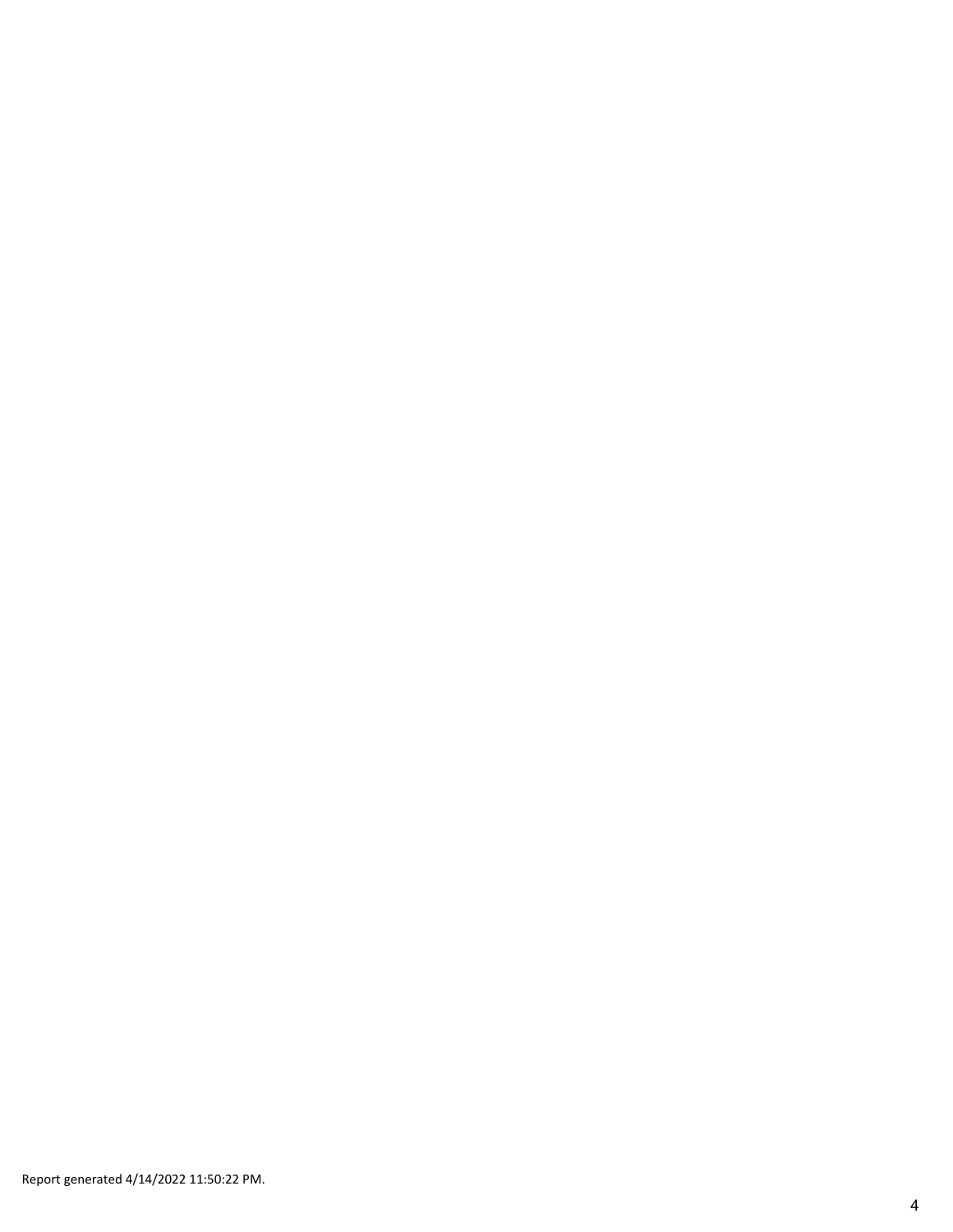Report generated 4/14/2022 11:50:22 PM.